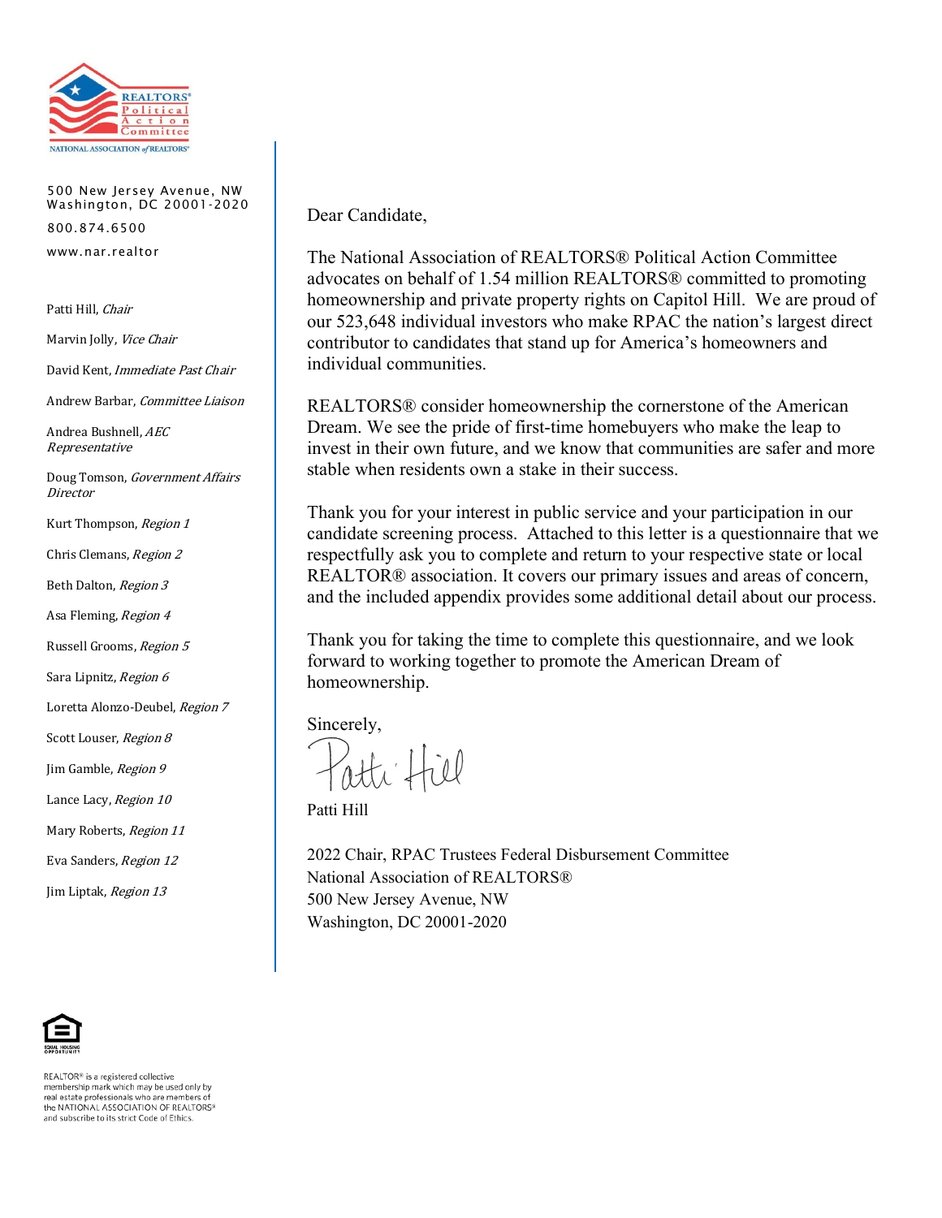REALTORS® Political Action Committee
NATIONAL ASSOCIATION of REALTORS®

500 New Jersey Avenue, NW
Washington, DC 20001-2020

800.874.6500

www.nar.realtor

Patti Hill, *Chair*

Marvin Jolly, *Vice Chair*

David Kent, *Immediate Past Chair*

Andrew Barbar, *Committee Liaison*

Andrea Bushnell, *AEC Representative*

Doug Tomson, *Government Affairs Director*

Kurt Thompson, *Region 1*

Chris Clemans, *Region 2*

Beth Dalton, *Region 3*

Asa Fleming, *Region 4*

Russell Grooms, *Region 5*

Sara Lipnitz, *Region 6*

Loretta Alonzo-Deubel, *Region 7*

Scott Louser, *Region 8*

Jim Gamble, *Region 9*

Lance Lacy, *Region 10*

Mary Roberts, *Region 11*

Eva Sanders, *Region 12*

Jim Liptak, *Region 13*

Dear Candidate,

The National Association of REALTORS® Political Action Committee advocates on behalf of 1.54 million REALTORS® committed to promoting homeownership and private property rights on Capitol Hill. We are proud of our 523,648 individual investors who make RPAC the nation's largest direct contributor to candidates that stand up for America's homeowners and individual communities.

REALTORS® consider homeownership the cornerstone of the American Dream. We see the pride of first-time homebuyers who make the leap to invest in their own future, and we know that communities are safer and more stable when residents own a stake in their success.

Thank you for your interest in public service and your participation in our candidate screening process. Attached to this letter is a questionnaire that we respectfully ask you to complete and return to your respective state or local REALTOR® association. It covers our primary issues and areas of concern, and the included appendix provides some additional detail about our process.

Thank you for taking the time to complete this questionnaire, and we look forward to working together to promote the American Dream of homeownership.

Sincerely,

Patti Hill

Patti Hill

2022 Chair, RPAC Trustees Federal Disbursement Committee
National Association of REALTORS®
500 New Jersey Avenue, NW
Washington, DC 20001-2020

EQUAL HOUSING OPPORTUNITY

REALTOR® is a registered collective membership mark which may be used only by real estate professionals who are members of the NATIONAL ASSOCIATION OF REALTORS® and subscribe to its strict Code of Ethics.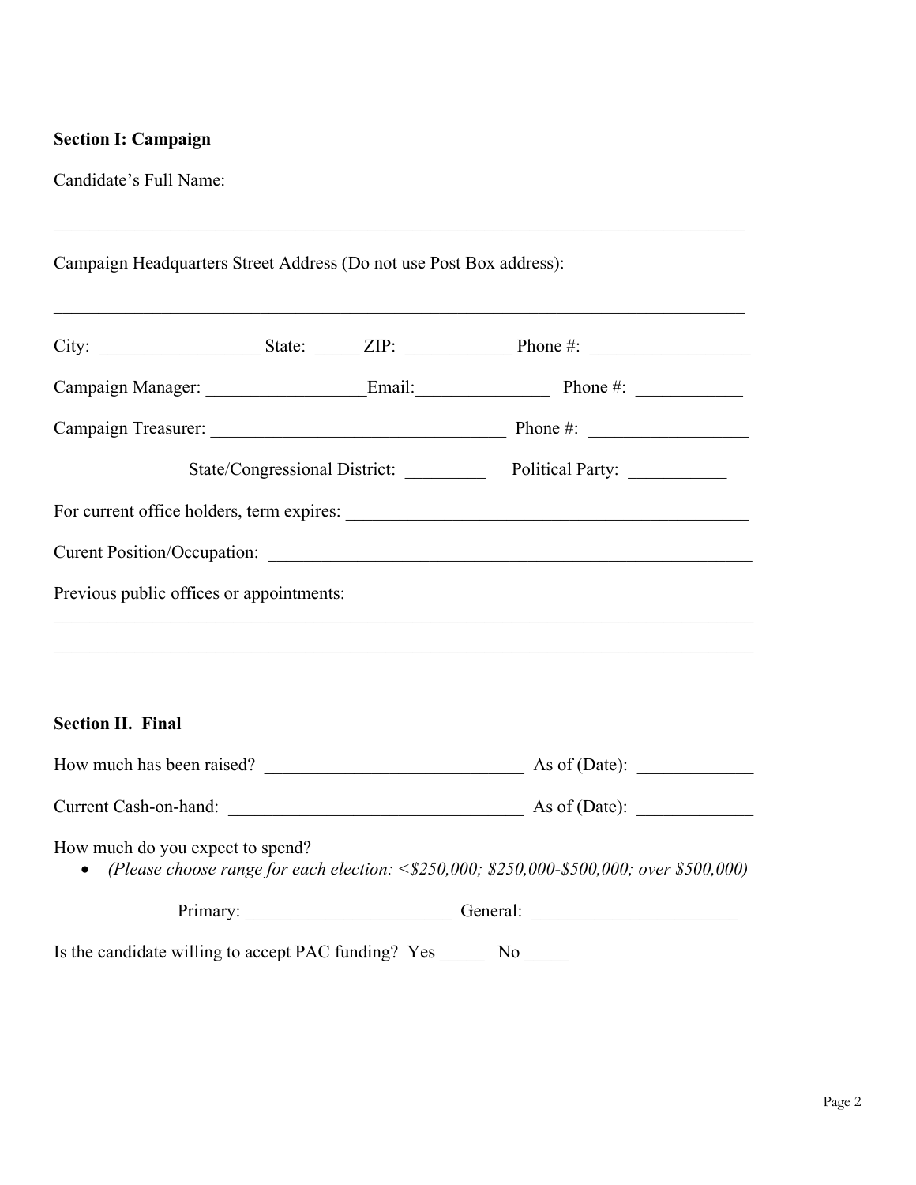**Section I: Campaign**

Candidate's Full Name:

\_\_\_\_\_\_\_\_\_\_\_\_\_\_\_\_\_\_\_\_\_\_\_\_\_\_\_\_\_\_\_\_\_\_\_\_\_\_\_\_\_\_\_\_\_\_\_\_\_\_\_\_\_\_\_\_\_\_\_\_\_\_\_\_\_\_\_\_\_\_\_\_\_\_

Campaign Headquarters Street Address (Do not use Post Box address):

\_\_\_\_\_\_\_\_\_\_\_\_\_\_\_\_\_\_\_\_\_\_\_\_\_\_\_\_\_\_\_\_\_\_\_\_\_\_\_\_\_\_\_\_\_\_\_\_\_\_\_\_\_\_\_\_\_\_\_\_\_\_\_\_\_\_\_\_\_\_\_\_\_\_

City: \_\_\_\_\_\_\_\_\_\_\_\_\_\_\_\_\_\_ State: \_\_\_\_\_ ZIP: \_\_\_\_\_\_\_\_\_\_\_\_ Phone #: \_\_\_\_\_\_\_\_\_\_\_\_\_\_\_\_\_\_

Campaign Manager: \_\_\_\_\_\_\_\_\_\_\_\_\_\_\_\_\_\_Email:\_\_\_\_\_\_\_\_\_\_\_\_\_\_\_ Phone #: \_\_\_\_\_\_\_\_\_\_\_\_

Campaign Treasurer: \_\_\_\_\_\_\_\_\_\_\_\_\_\_\_\_\_\_\_\_\_\_\_\_\_\_\_\_\_\_\_\_\_\_ Phone #: \_\_\_\_\_\_\_\_\_\_\_\_\_\_\_\_\_\_

State/Congressional District: \_\_\_\_\_\_\_\_\_ Political Party: \_\_\_\_\_\_\_\_\_\_\_

For current office holders, term expires: \_\_\_\_\_\_\_\_\_\_\_\_\_\_\_\_\_\_\_\_\_\_\_\_\_\_\_\_\_\_\_\_\_\_\_\_\_\_\_\_\_\_\_\_\_

Curent Position/Occupation: \_\_\_\_\_\_\_\_\_\_\_\_\_\_\_\_\_\_\_\_\_\_\_\_\_\_\_\_\_\_\_\_\_\_\_\_\_\_\_\_\_\_\_\_\_\_\_\_\_\_\_\_\_\_\_

Previous public offices or appointments:

\_\_\_\_\_\_\_\_\_\_\_\_\_\_\_\_\_\_\_\_\_\_\_\_\_\_\_\_\_\_\_\_\_\_\_\_\_\_\_\_\_\_\_\_\_\_\_\_\_\_\_\_\_\_\_\_\_\_\_\_\_\_\_\_\_\_\_\_\_\_\_\_\_\_

\_\_\_\_\_\_\_\_\_\_\_\_\_\_\_\_\_\_\_\_\_\_\_\_\_\_\_\_\_\_\_\_\_\_\_\_\_\_\_\_\_\_\_\_\_\_\_\_\_\_\_\_\_\_\_\_\_\_\_\_\_\_\_\_\_\_\_\_\_\_\_\_\_\_

**Section II. Final**

How much has been raised? \_\_\_\_\_\_\_\_\_\_\_\_\_\_\_\_\_\_\_\_\_\_\_\_\_\_\_\_\_ As of (Date): \_\_\_\_\_\_\_\_\_\_\_\_\_

Current Cash-on-hand: \_\_\_\_\_\_\_\_\_\_\_\_\_\_\_\_\_\_\_\_\_\_\_\_\_\_\_\_\_\_\_\_\_\_ As of (Date): \_\_\_\_\_\_\_\_\_\_\_\_\_

How much do you expect to spend?

- *(Please choose range for each election: <$250,000; $250,000-$500,000; over $500,000)*

Primary: \_\_\_\_\_\_\_\_\_\_\_\_\_\_\_\_\_\_\_\_\_\_\_ General: \_\_\_\_\_\_\_\_\_\_\_\_\_\_\_\_\_\_\_\_\_\_\_

Is the candidate willing to accept PAC funding? Yes \_\_\_\_\_ No \_\_\_\_\_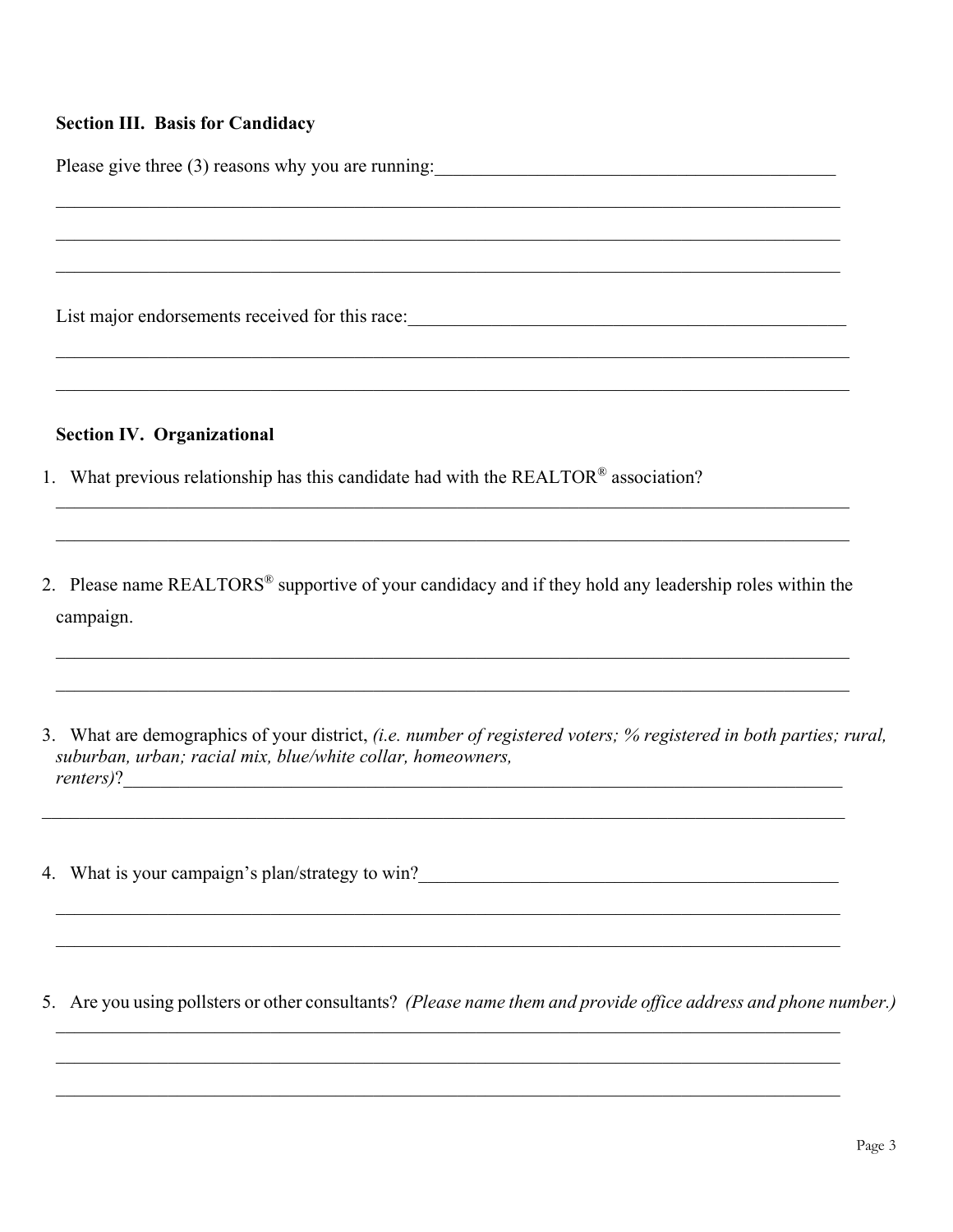**Section III. Basis for Candidacy**

Please give three (3) reasons why you are running:

List major endorsements received for this race:

**Section IV. Organizational**

1. What previous relationship has this candidate had with the REALTOR® association?

2. Please name REALTORS® supportive of your candidacy and if they hold any leadership roles within the campaign.

3. What are demographics of your district, *(i.e. number of registered voters; % registered in both parties; rural, suburban, urban; racial mix, blue/white collar, homeowners, renters)*?

4. What is your campaign's plan/strategy to win?

5. Are you using pollsters or other consultants? *(Please name them and provide office address and phone number.)*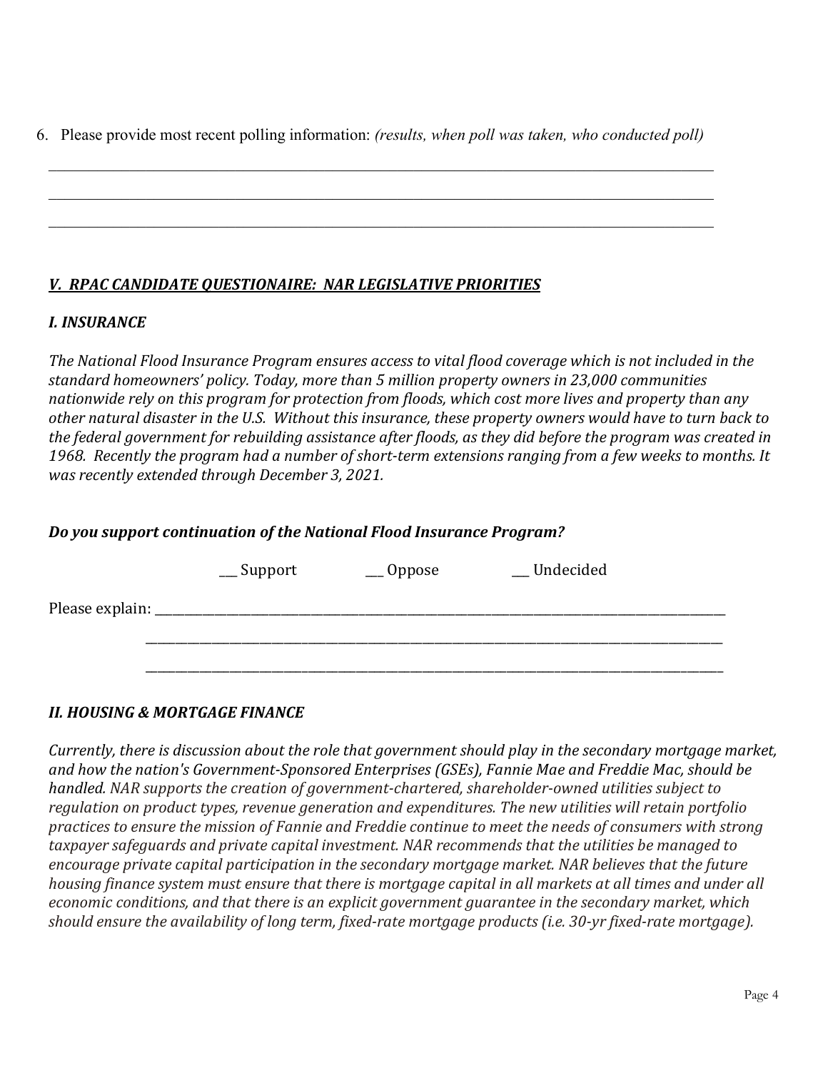6. Please provide most recent polling information: *(results, when poll was taken, who conducted poll)*

\_\_\_\_\_\_\_\_\_\_\_\_\_\_\_\_\_\_\_\_\_\_\_\_\_\_\_\_\_\_\_\_\_\_\_\_\_\_\_\_\_\_\_\_\_\_\_\_\_\_\_\_\_\_\_\_\_\_\_\_\_\_\_\_\_\_\_\_\_\_\_\_\_\_\_\_

\_\_\_\_\_\_\_\_\_\_\_\_\_\_\_\_\_\_\_\_\_\_\_\_\_\_\_\_\_\_\_\_\_\_\_\_\_\_\_\_\_\_\_\_\_\_\_\_\_\_\_\_\_\_\_\_\_\_\_\_\_\_\_\_\_\_\_\_\_\_\_\_\_\_\_\_

\_\_\_\_\_\_\_\_\_\_\_\_\_\_\_\_\_\_\_\_\_\_\_\_\_\_\_\_\_\_\_\_\_\_\_\_\_\_\_\_\_\_\_\_\_\_\_\_\_\_\_\_\_\_\_\_\_\_\_\_\_\_\_\_\_\_\_\_\_\_\_\_\_\_\_\_

## ***V. RPAC CANDIDATE QUESTIONAIRE: NAR LEGISLATIVE PRIORITIES***

### ***I. INSURANCE***

*The National Flood Insurance Program ensures access to vital flood coverage which is not included in the standard homeowners' policy. Today, more than 5 million property owners in 23,000 communities nationwide rely on this program for protection from floods, which cost more lives and property than any other natural disaster in the U.S. Without this insurance, these property owners would have to turn back to the federal government for rebuilding assistance after floods, as they did before the program was created in 1968. Recently the program had a number of short-term extensions ranging from a few weeks to months. It was recently extended through December 3, 2021.*

***Do you support continuation of the National Flood Insurance Program?***

\_\_\_ Support &nbsp;&nbsp;&nbsp;&nbsp; \_\_\_ Oppose &nbsp;&nbsp;&nbsp;&nbsp; \_\_\_ Undecided

Please explain: \_\_\_\_\_\_\_\_\_\_\_\_\_\_\_\_\_\_\_\_\_\_\_\_\_\_\_\_\_\_\_\_\_\_\_\_\_\_\_\_\_\_\_\_\_\_\_\_\_\_\_\_\_\_\_\_\_\_\_\_\_\_\_\_

\_\_\_\_\_\_\_\_\_\_\_\_\_\_\_\_\_\_\_\_\_\_\_\_\_\_\_\_\_\_\_\_\_\_\_\_\_\_\_\_\_\_\_\_\_\_\_\_\_\_\_\_\_\_\_\_\_\_\_\_\_\_\_\_\_\_\_\_\_\_\_\_\_\_\_\_

\_\_\_\_\_\_\_\_\_\_\_\_\_\_\_\_\_\_\_\_\_\_\_\_\_\_\_\_\_\_\_\_\_\_\_\_\_\_\_\_\_\_\_\_\_\_\_\_\_\_\_\_\_\_\_\_\_\_\_\_\_\_\_\_\_\_\_\_\_\_\_\_\_\_\_\_

### ***II. HOUSING & MORTGAGE FINANCE***

*Currently, there is discussion about the role that government should play in the secondary mortgage market, and how the nation's Government-Sponsored Enterprises (GSEs), Fannie Mae and Freddie Mac, should be handled. NAR supports the creation of government-chartered, shareholder-owned utilities subject to regulation on product types, revenue generation and expenditures. The new utilities will retain portfolio practices to ensure the mission of Fannie and Freddie continue to meet the needs of consumers with strong taxpayer safeguards and private capital investment. NAR recommends that the utilities be managed to encourage private capital participation in the secondary mortgage market. NAR believes that the future housing finance system must ensure that there is mortgage capital in all markets at all times and under all economic conditions, and that there is an explicit government guarantee in the secondary market, which should ensure the availability of long term, fixed-rate mortgage products (i.e. 30-yr fixed-rate mortgage).*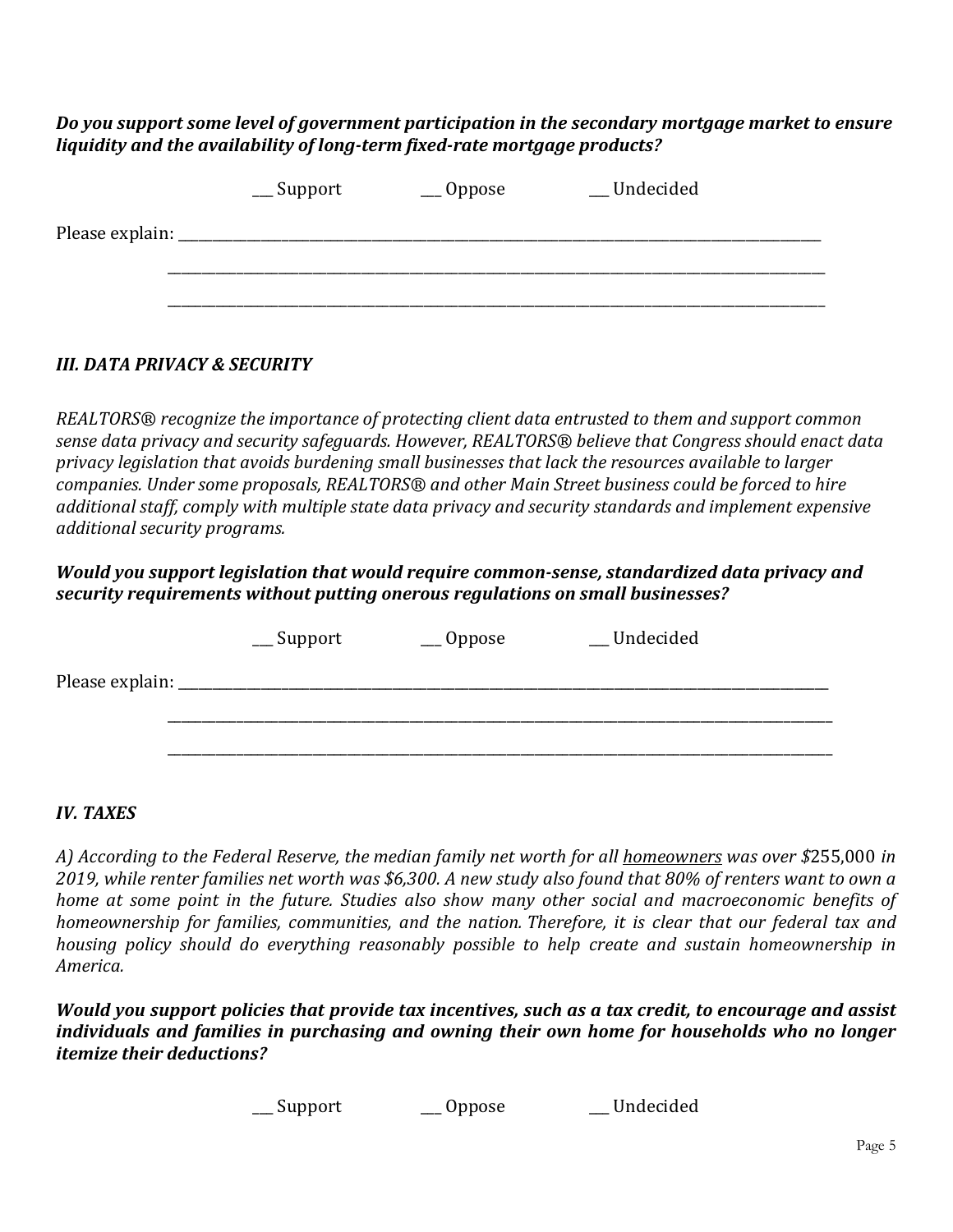***Do you support some level of government participation in the secondary mortgage market to ensure liquidity and the availability of long-term fixed-rate mortgage products?***

___ Support ___ Oppose ___ Undecided

Please explain: ________________________________________________________________________________

________________________________________________________________________________

________________________________________________________________________________

### *III. DATA PRIVACY & SECURITY*

*REALTORS® recognize the importance of protecting client data entrusted to them and support common sense data privacy and security safeguards. However, REALTORS® believe that Congress should enact data privacy legislation that avoids burdening small businesses that lack the resources available to larger companies. Under some proposals, REALTORS® and other Main Street business could be forced to hire additional staff, comply with multiple state data privacy and security standards and implement expensive additional security programs.*

***Would you support legislation that would require common-sense, standardized data privacy and security requirements without putting onerous regulations on small businesses?***

___ Support ___ Oppose ___ Undecided

Please explain: ________________________________________________________________________________

________________________________________________________________________________

________________________________________________________________________________

### *IV. TAXES*

*A) According to the Federal Reserve, the median family net worth for all homeowners was over $255,000 in 2019, while renter families net worth was $6,300. A new study also found that 80% of renters want to own a home at some point in the future. Studies also show many other social and macroeconomic benefits of homeownership for families, communities, and the nation. Therefore, it is clear that our federal tax and housing policy should do everything reasonably possible to help create and sustain homeownership in America.*

***Would you support policies that provide tax incentives, such as a tax credit, to encourage and assist individuals and families in purchasing and owning their own home for households who no longer itemize their deductions?***

___ Support ___ Oppose ___ Undecided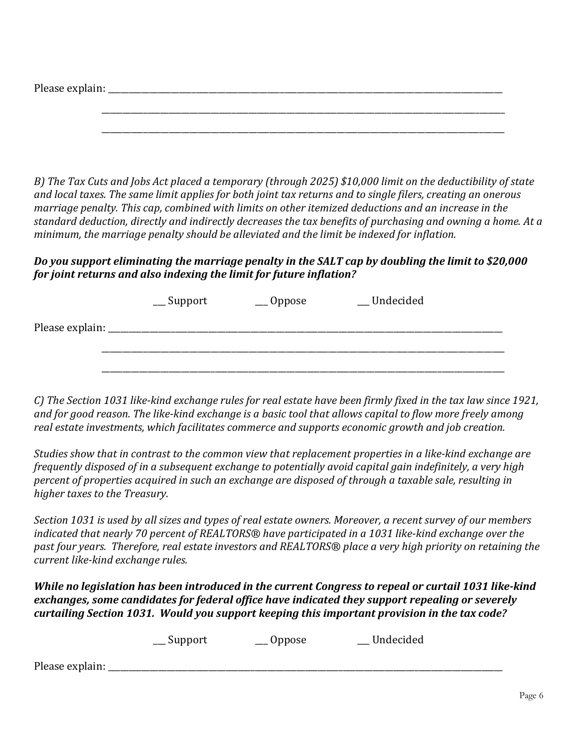Please explain: ______________________________________________________________________________

______________________________________________________________________________

______________________________________________________________________________

*B) The Tax Cuts and Jobs Act placed a temporary (through 2025) $10,000 limit on the deductibility of state and local taxes. The same limit applies for both joint tax returns and to single filers, creating an onerous marriage penalty. This cap, combined with limits on other itemized deductions and an increase in the standard deduction, directly and indirectly decreases the tax benefits of purchasing and owning a home. At a minimum, the marriage penalty should be alleviated and the limit be indexed for inflation.*

***Do you support eliminating the marriage penalty in the SALT cap by doubling the limit to $20,000 for joint returns and also indexing the limit for future inflation?***

___ Support ___ Oppose ___ Undecided

Please explain: ______________________________________________________________________________

______________________________________________________________________________

______________________________________________________________________________

*C) The Section 1031 like-kind exchange rules for real estate have been firmly fixed in the tax law since 1921, and for good reason. The like-kind exchange is a basic tool that allows capital to flow more freely among real estate investments, which facilitates commerce and supports economic growth and job creation.*

*Studies show that in contrast to the common view that replacement properties in a like-kind exchange are frequently disposed of in a subsequent exchange to potentially avoid capital gain indefinitely, a very high percent of properties acquired in such an exchange are disposed of through a taxable sale, resulting in higher taxes to the Treasury.*

*Section 1031 is used by all sizes and types of real estate owners. Moreover, a recent survey of our members indicated that nearly 70 percent of REALTORS® have participated in a 1031 like-kind exchange over the past four years. Therefore, real estate investors and REALTORS® place a very high priority on retaining the current like-kind exchange rules.*

***While no legislation has been introduced in the current Congress to repeal or curtail 1031 like-kind exchanges, some candidates for federal office have indicated they support repealing or severely curtailing Section 1031. Would you support keeping this important provision in the tax code?***

___ Support ___ Oppose ___ Undecided

Please explain: ______________________________________________________________________________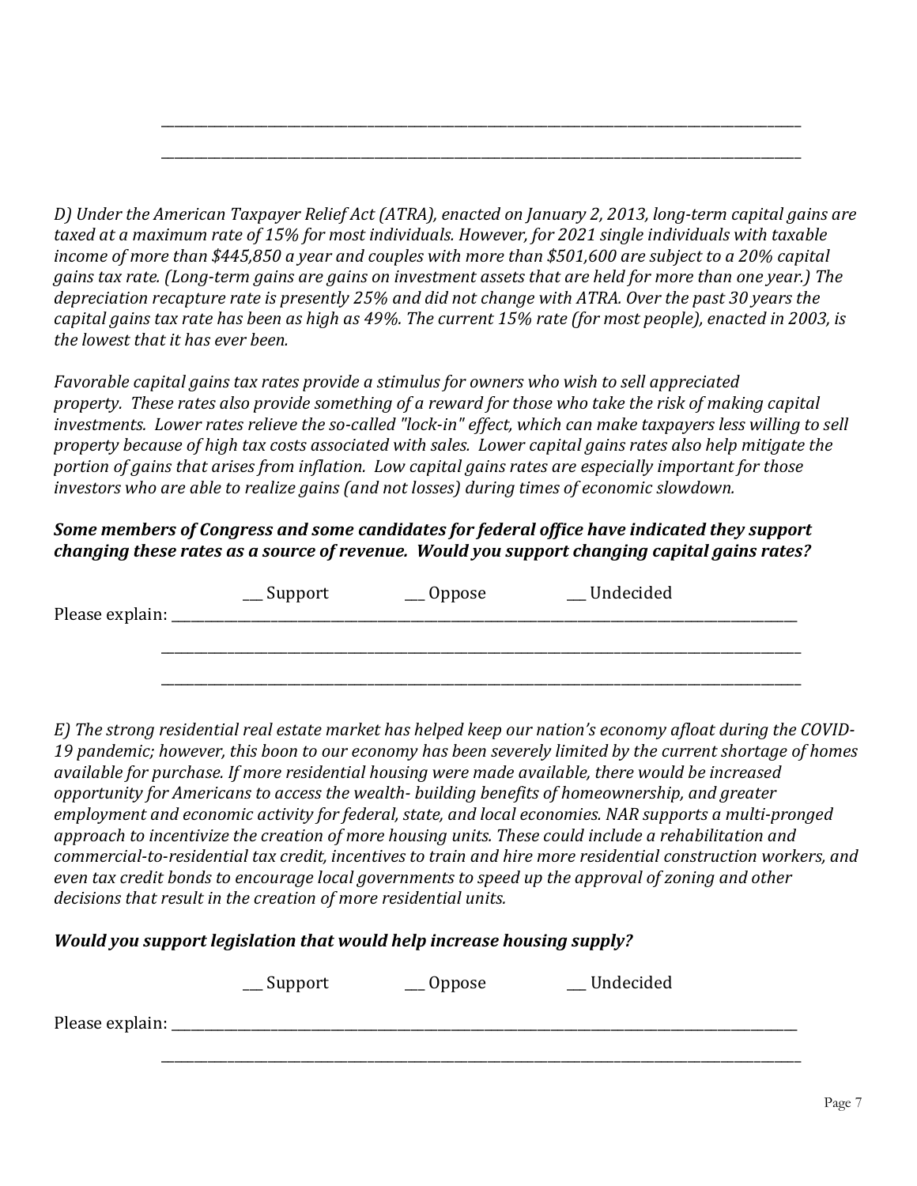______________________________________________________________________________

______________________________________________________________________________

*D) Under the American Taxpayer Relief Act (ATRA), enacted on January 2, 2013, long-term capital gains are taxed at a maximum rate of 15% for most individuals. However, for 2021 single individuals with taxable income of more than $445,850 a year and couples with more than $501,600 are subject to a 20% capital gains tax rate. (Long-term gains are gains on investment assets that are held for more than one year.) The depreciation recapture rate is presently 25% and did not change with ATRA. Over the past 30 years the capital gains tax rate has been as high as 49%. The current 15% rate (for most people), enacted in 2003, is the lowest that it has ever been.*

*Favorable capital gains tax rates provide a stimulus for owners who wish to sell appreciated property. These rates also provide something of a reward for those who take the risk of making capital investments. Lower rates relieve the so-called "lock-in" effect, which can make taxpayers less willing to sell property because of high tax costs associated with sales. Lower capital gains rates also help mitigate the portion of gains that arises from inflation. Low capital gains rates are especially important for those investors who are able to realize gains (and not losses) during times of economic slowdown.*

***Some members of Congress and some candidates for federal office have indicated they support changing these rates as a source of revenue. Would you support changing capital gains rates?***

___ Support ___ Oppose ___ Undecided

Please explain: ______________________________________________________________

______________________________________________________________________________

______________________________________________________________________________

*E) The strong residential real estate market has helped keep our nation's economy afloat during the COVID-19 pandemic; however, this boon to our economy has been severely limited by the current shortage of homes available for purchase. If more residential housing were made available, there would be increased opportunity for Americans to access the wealth- building benefits of homeownership, and greater employment and economic activity for federal, state, and local economies. NAR supports a multi-pronged approach to incentivize the creation of more housing units. These could include a rehabilitation and commercial-to-residential tax credit, incentives to train and hire more residential construction workers, and even tax credit bonds to encourage local governments to speed up the approval of zoning and other decisions that result in the creation of more residential units.*

***Would you support legislation that would help increase housing supply?***

___ Support ___ Oppose ___ Undecided

Please explain: ______________________________________________________________

______________________________________________________________________________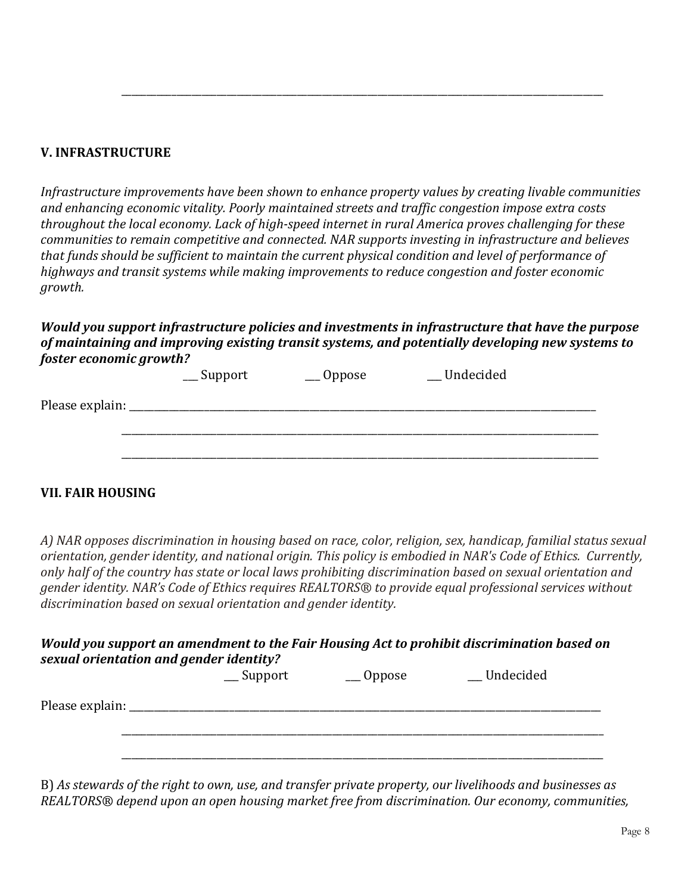\_\_\_\_\_\_\_\_\_\_\_\_\_\_\_\_\_\_\_\_\_\_\_\_\_\_\_\_\_\_\_\_\_\_\_\_\_\_\_\_\_\_\_\_\_\_\_\_\_\_\_\_\_\_\_\_\_\_\_\_\_\_\_\_\_\_\_\_\_\_\_\_\_\_\_\_\_\_\_\_

## V. INFRASTRUCTURE

*Infrastructure improvements have been shown to enhance property values by creating livable communities and enhancing economic vitality. Poorly maintained streets and traffic congestion impose extra costs throughout the local economy. Lack of high-speed internet in rural America proves challenging for these communities to remain competitive and connected. NAR supports investing in infrastructure and believes that funds should be sufficient to maintain the current physical condition and level of performance of highways and transit systems while making improvements to reduce congestion and foster economic growth.*

***Would you support infrastructure policies and investments in infrastructure that have the purpose of maintaining and improving existing transit systems, and potentially developing new systems to foster economic growth?***

\_\_\_ Support &nbsp;&nbsp;&nbsp;&nbsp; \_\_\_ Oppose &nbsp;&nbsp;&nbsp;&nbsp; \_\_\_ Undecided

Please explain: \_\_\_\_\_\_\_\_\_\_\_\_\_\_\_\_\_\_\_\_\_\_\_\_\_\_\_\_\_\_\_\_\_\_\_\_\_\_\_\_\_\_\_\_\_\_\_\_\_\_\_\_\_\_\_\_\_\_\_\_\_\_\_\_\_\_\_\_\_\_\_\_\_\_\_\_

\_\_\_\_\_\_\_\_\_\_\_\_\_\_\_\_\_\_\_\_\_\_\_\_\_\_\_\_\_\_\_\_\_\_\_\_\_\_\_\_\_\_\_\_\_\_\_\_\_\_\_\_\_\_\_\_\_\_\_\_\_\_\_\_\_\_\_\_\_\_\_\_\_\_\_\_\_\_\_\_

\_\_\_\_\_\_\_\_\_\_\_\_\_\_\_\_\_\_\_\_\_\_\_\_\_\_\_\_\_\_\_\_\_\_\_\_\_\_\_\_\_\_\_\_\_\_\_\_\_\_\_\_\_\_\_\_\_\_\_\_\_\_\_\_\_\_\_\_\_\_\_\_\_\_\_\_\_\_\_\_

## VII. FAIR HOUSING

*A) NAR opposes discrimination in housing based on race, color, religion, sex, handicap, familial status sexual orientation, gender identity, and national origin. This policy is embodied in NAR's Code of Ethics. Currently, only half of the country has state or local laws prohibiting discrimination based on sexual orientation and gender identity. NAR's Code of Ethics requires REALTORS® to provide equal professional services without discrimination based on sexual orientation and gender identity.*

***Would you support an amendment to the Fair Housing Act to prohibit discrimination based on sexual orientation and gender identity?***

\_\_\_ Support &nbsp;&nbsp;&nbsp;&nbsp; \_\_\_ Oppose &nbsp;&nbsp;&nbsp;&nbsp; \_\_\_ Undecided

Please explain: \_\_\_\_\_\_\_\_\_\_\_\_\_\_\_\_\_\_\_\_\_\_\_\_\_\_\_\_\_\_\_\_\_\_\_\_\_\_\_\_\_\_\_\_\_\_\_\_\_\_\_\_\_\_\_\_\_\_\_\_\_\_\_\_\_\_\_\_\_\_\_\_\_\_\_\_

\_\_\_\_\_\_\_\_\_\_\_\_\_\_\_\_\_\_\_\_\_\_\_\_\_\_\_\_\_\_\_\_\_\_\_\_\_\_\_\_\_\_\_\_\_\_\_\_\_\_\_\_\_\_\_\_\_\_\_\_\_\_\_\_\_\_\_\_\_\_\_\_\_\_\_\_\_\_\_\_

\_\_\_\_\_\_\_\_\_\_\_\_\_\_\_\_\_\_\_\_\_\_\_\_\_\_\_\_\_\_\_\_\_\_\_\_\_\_\_\_\_\_\_\_\_\_\_\_\_\_\_\_\_\_\_\_\_\_\_\_\_\_\_\_\_\_\_\_\_\_\_\_\_\_\_\_\_\_\_\_

B) *As stewards of the right to own, use, and transfer private property, our livelihoods and businesses as REALTORS® depend upon an open housing market free from discrimination. Our economy, communities,*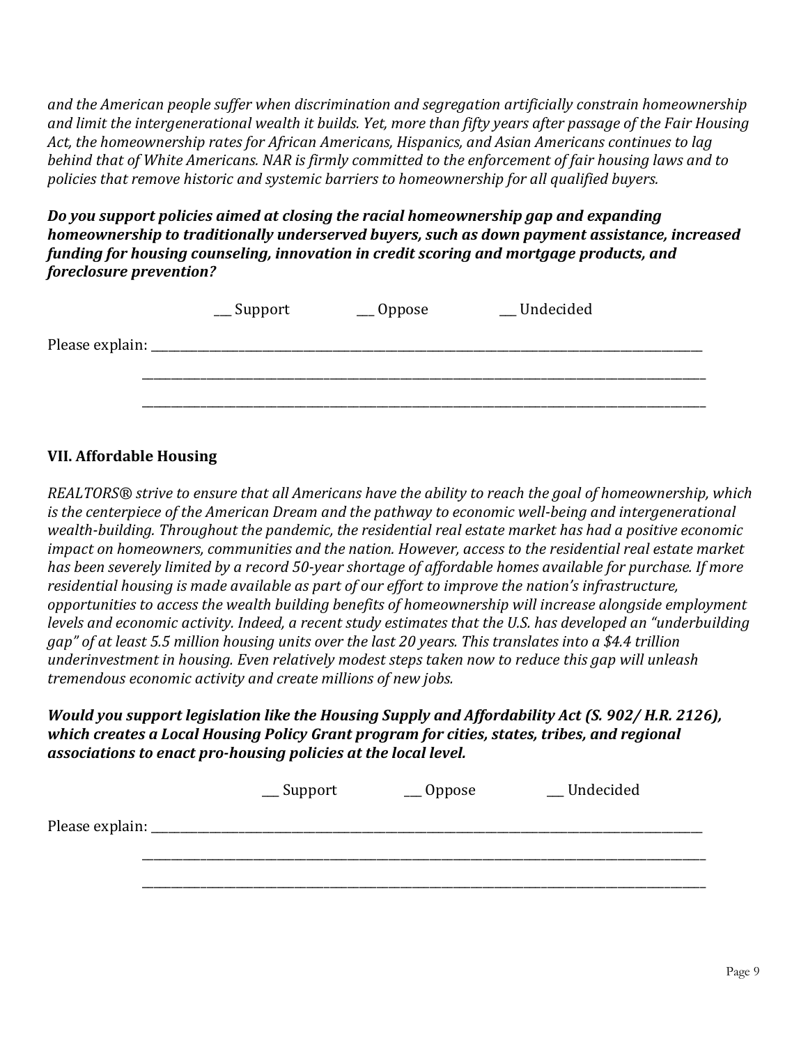*and the American people suffer when discrimination and segregation artificially constrain homeownership and limit the intergenerational wealth it builds. Yet, more than fifty years after passage of the Fair Housing Act, the homeownership rates for African Americans, Hispanics, and Asian Americans continues to lag behind that of White Americans. NAR is firmly committed to the enforcement of fair housing laws and to policies that remove historic and systemic barriers to homeownership for all qualified buyers.*

***Do you support policies aimed at closing the racial homeownership gap and expanding homeownership to traditionally underserved buyers, such as down payment assistance, increased funding for housing counseling, innovation in credit scoring and mortgage products, and foreclosure prevention?***

___ Support ___ Oppose ___ Undecided

Please explain: ______________________________________________________________________________

______________________________________________________________________________

______________________________________________________________________________

## VII. Affordable Housing

*REALTORS® strive to ensure that all Americans have the ability to reach the goal of homeownership, which is the centerpiece of the American Dream and the pathway to economic well-being and intergenerational wealth-building. Throughout the pandemic, the residential real estate market has had a positive economic impact on homeowners, communities and the nation. However, access to the residential real estate market has been severely limited by a record 50-year shortage of affordable homes available for purchase. If more residential housing is made available as part of our effort to improve the nation's infrastructure, opportunities to access the wealth building benefits of homeownership will increase alongside employment levels and economic activity. Indeed, a recent study estimates that the U.S. has developed an "underbuilding gap" of at least 5.5 million housing units over the last 20 years. This translates into a $4.4 trillion underinvestment in housing. Even relatively modest steps taken now to reduce this gap will unleash tremendous economic activity and create millions of new jobs.*

***Would you support legislation like the Housing Supply and Affordability Act (S. 902/ H.R. 2126), which creates a Local Housing Policy Grant program for cities, states, tribes, and regional associations to enact pro-housing policies at the local level.***

___ Support ___ Oppose ___ Undecided

Please explain: ______________________________________________________________________________

______________________________________________________________________________

______________________________________________________________________________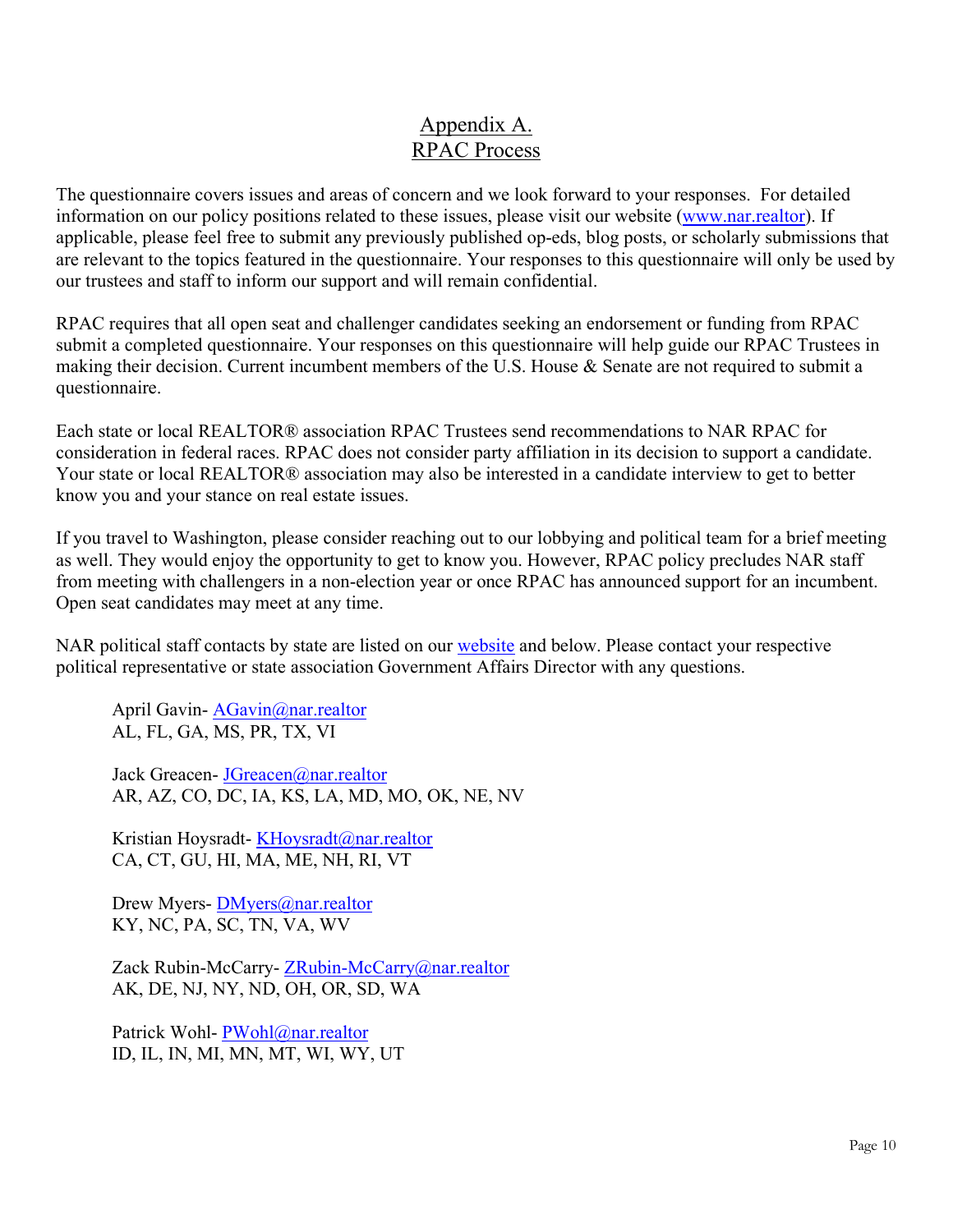# Appendix A.
# RPAC Process

The questionnaire covers issues and areas of concern and we look forward to your responses. For detailed information on our policy positions related to these issues, please visit our website (www.nar.realtor). If applicable, please feel free to submit any previously published op-eds, blog posts, or scholarly submissions that are relevant to the topics featured in the questionnaire. Your responses to this questionnaire will only be used by our trustees and staff to inform our support and will remain confidential.

RPAC requires that all open seat and challenger candidates seeking an endorsement or funding from RPAC submit a completed questionnaire. Your responses on this questionnaire will help guide our RPAC Trustees in making their decision. Current incumbent members of the U.S. House & Senate are not required to submit a questionnaire.

Each state or local REALTOR® association RPAC Trustees send recommendations to NAR RPAC for consideration in federal races. RPAC does not consider party affiliation in its decision to support a candidate. Your state or local REALTOR® association may also be interested in a candidate interview to get to better know you and your stance on real estate issues.

If you travel to Washington, please consider reaching out to our lobbying and political team for a brief meeting as well. They would enjoy the opportunity to get to know you. However, RPAC policy precludes NAR staff from meeting with challengers in a non-election year or once RPAC has announced support for an incumbent. Open seat candidates may meet at any time.

NAR political staff contacts by state are listed on our website and below. Please contact your respective political representative or state association Government Affairs Director with any questions.

April Gavin- AGavin@nar.realtor
AL, FL, GA, MS, PR, TX, VI

Jack Greacen- JGreacen@nar.realtor
AR, AZ, CO, DC, IA, KS, LA, MD, MO, OK, NE, NV

Kristian Hoysradt- KHoysradt@nar.realtor
CA, CT, GU, HI, MA, ME, NH, RI, VT

Drew Myers- DMyers@nar.realtor
KY, NC, PA, SC, TN, VA, WV

Zack Rubin-McCarry- ZRubin-McCarry@nar.realtor
AK, DE, NJ, NY, ND, OH, OR, SD, WA

Patrick Wohl- PWohl@nar.realtor
ID, IL, IN, MI, MN, MT, WI, WY, UT